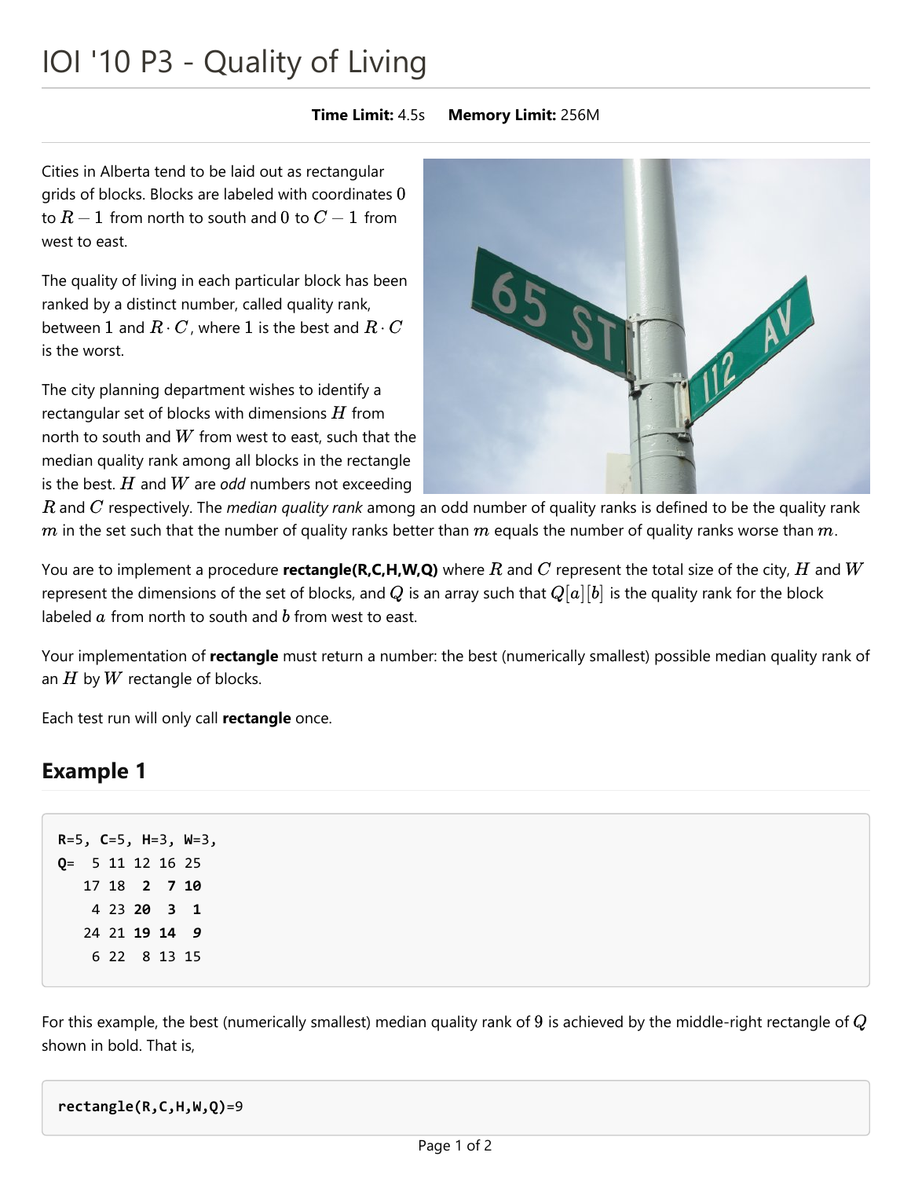# IOI '10 P3 - Quality of Living

**Time Limit:** 4.5s **Memory Limit:** 256M

Cities in Alberta tend to be laid out as rectangular grids of blocks. Blocks are labeled with coordinates $0$ to $R-1$ from north to south and $0$ to $C-1$ from west to east.

The quality of living in each particular block has been ranked by a distinct number, called quality rank, between $1$ and $R \cdot C$, where $1$ is the best and $R \cdot C$ is the worst.

The city planning department wishes to identify a rectangular set of blocks with dimensions $H$ from north to south and $W$ from west to east, such that the median quality rank among all blocks in the rectangle is the best. $H$ and $W$ are *odd* numbers not exceeding $R$ and $C$ respectively. The *median quality rank* among an odd number of quality ranks is defined to be the quality rank $m$ in the set such that the number of quality ranks better than $m$ equals the number of quality ranks worse than $m$.

You are to implement a procedure **rectangle(R,C,H,W,Q)** where $R$ and $C$ represent the total size of the city, $H$ and $W$ represent the dimensions of the set of blocks, and $Q$ is an array such that $Q[a][b]$ is the quality rank for the block labeled $a$ from north to south and $b$ from west to east.

Your implementation of **rectangle** must return a number: the best (numerically smallest) possible median quality rank of an $H$ by $W$ rectangle of blocks.

Each test run will only call **rectangle** once.

## Example 1

```
R=5, C=5, H=3, W=3,
Q=  5 11 12 16 25
   17 18  2  7 10
    4 23 20  3  1
   24 21 19 14  9
    6 22  8 13 15
```

For this example, the best (numerically smallest) median quality rank of $9$ is achieved by the middle-right rectangle of $Q$ shown in bold. That is,

```
rectangle(R,C,H,W,Q)=9
```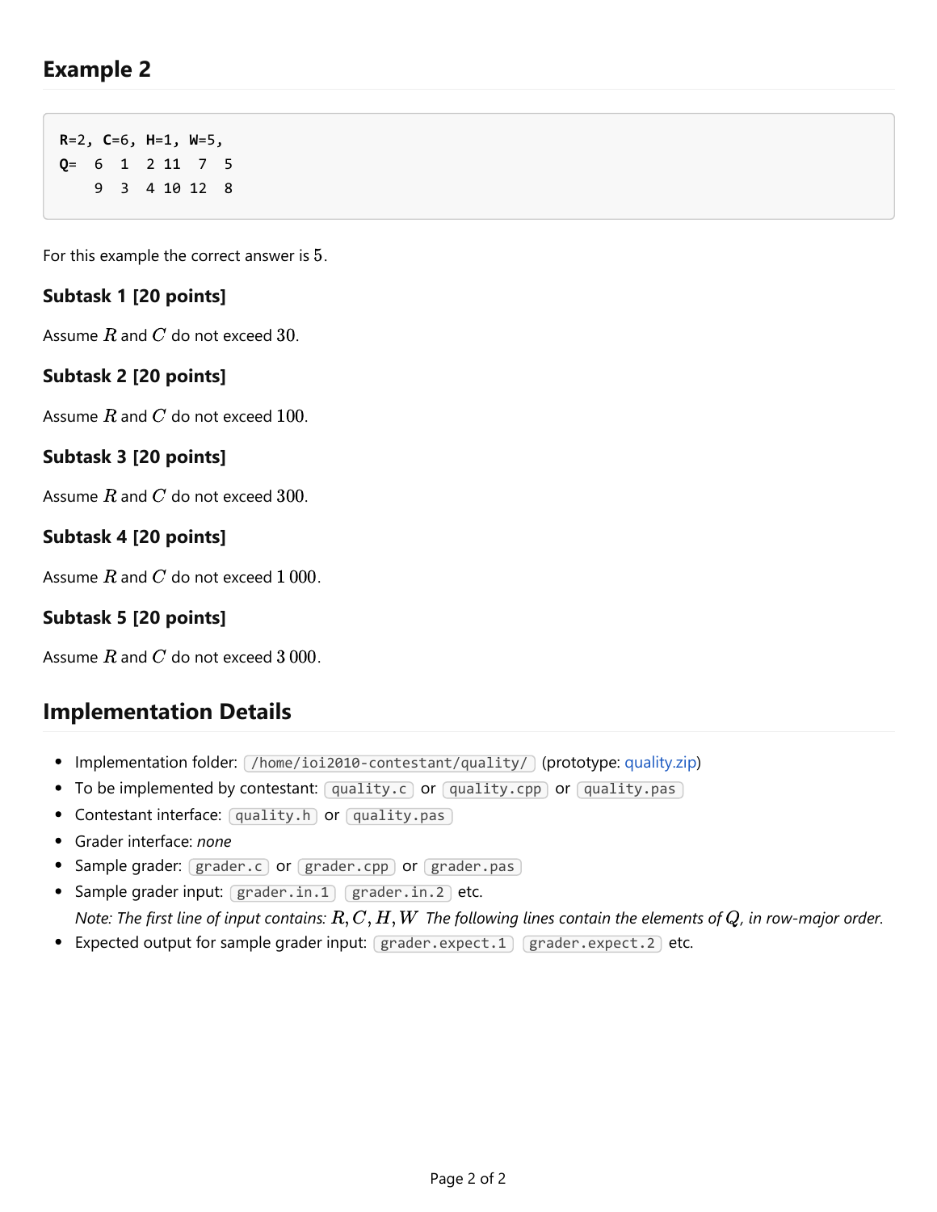## Example 2

```
R=2, C=6, H=1, W=5,
Q=  6  1  2 11  7  5
    9  3  4 10 12  8
```

For this example the correct answer is $5$.

### Subtask 1 [20 points]

Assume $R$ and $C$ do not exceed $30$.

### Subtask 2 [20 points]

Assume $R$ and $C$ do not exceed $100$.

### Subtask 3 [20 points]

Assume $R$ and $C$ do not exceed $300$.

### Subtask 4 [20 points]

Assume $R$ and $C$ do not exceed $1\,000$.

### Subtask 5 [20 points]

Assume $R$ and $C$ do not exceed $3\,000$.

## Implementation Details

- Implementation folder: `/home/ioi2010-contestant/quality/` (prototype: quality.zip)
- To be implemented by contestant: `quality.c` or `quality.cpp` or `quality.pas`
- Contestant interface: `quality.h` or `quality.pas`
- Grader interface: *none*
- Sample grader: `grader.c` or `grader.cpp` or `grader.pas`
- Sample grader input: `grader.in.1` `grader.in.2` etc.
  *Note: The first line of input contains: $R, C, H, W$ The following lines contain the elements of $Q$, in row-major order.*
- Expected output for sample grader input: `grader.expect.1` `grader.expect.2` etc.